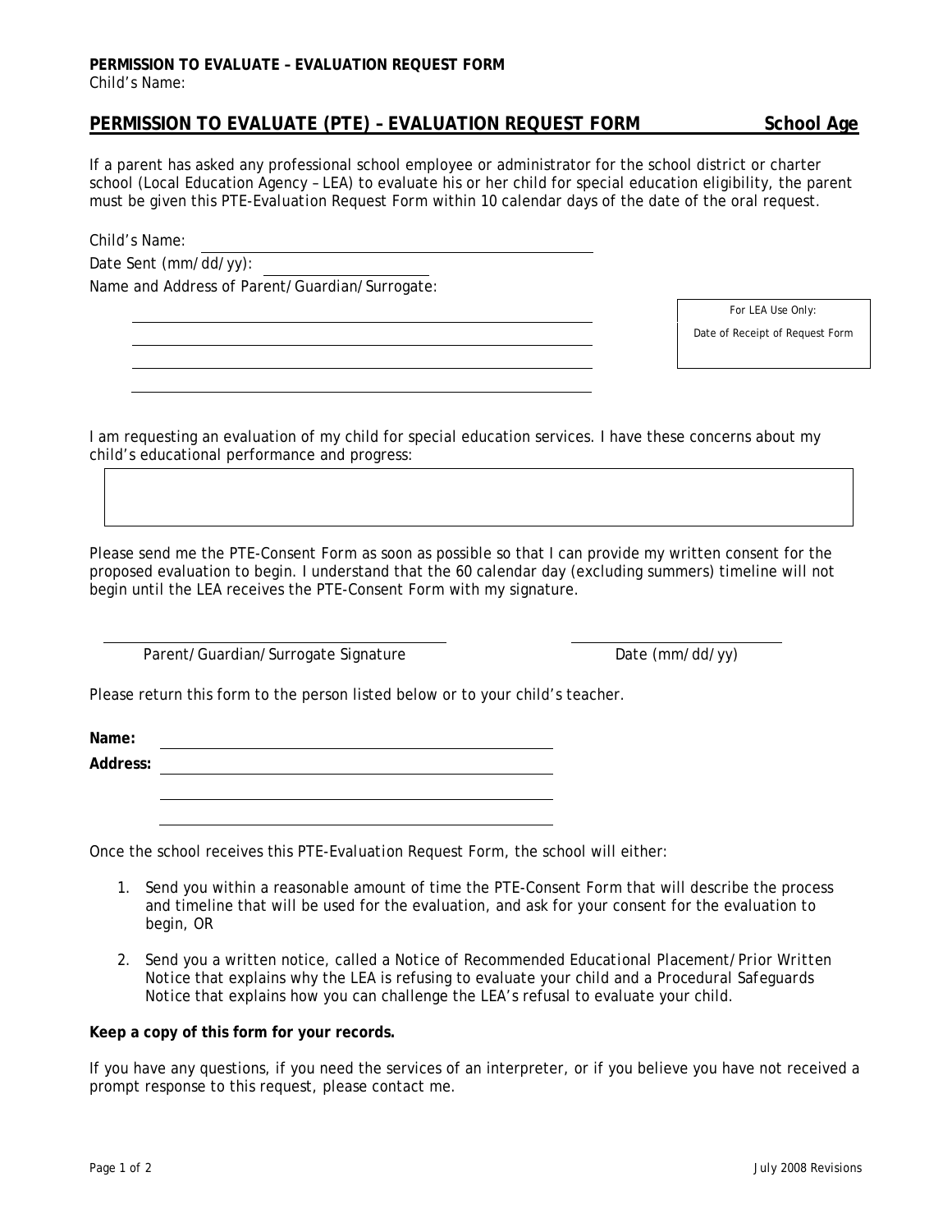PERMISSION TO EVALUATE – EVALUATION REQUEST FORM
Child's Name:

## PERMISSION TO EVALUATE (PTE) – EVALUATION REQUEST FORM — School Age

If a parent has asked any professional school employee or administrator for the school district or charter school (Local Education Agency – LEA) to evaluate his or her child for special education eligibility, the parent must be given this PTE-Evaluation Request Form within 10 calendar days of the date of the oral request.

Child's Name: ______________________________

Date Sent (mm/dd/yy): ______________

Name and Address of Parent/Guardian/Surrogate:

______________________________

______________________________

______________________________

______________________________

| For LEA Use Only: |
| --- |
| Date of Receipt of Request Form |

I am requesting an evaluation of my child for special education services. I have these concerns about my child's educational performance and progress:

| |
| --- |
| |

Please send me the PTE-Consent Form as soon as possible so that I can provide my written consent for the proposed evaluation to begin. I understand that the 60 calendar day (excluding summers) timeline will not begin until the LEA receives the PTE-Consent Form with my signature.

______________________________ ______________

Parent/Guardian/Surrogate Signature Date (mm/dd/yy)

Please return this form to the person listed below or to your child's teacher.

**Name:** ______________________________

**Address:** ______________________________

______________________________

______________________________

Once the school receives this PTE-Evaluation Request Form, the school will either:

1. Send you within a reasonable amount of time the PTE-Consent Form that will describe the process and timeline that will be used for the evaluation, and ask for your consent for the evaluation to begin, OR

2. Send you a written notice, called a Notice of Recommended Educational Placement/Prior Written Notice that explains why the LEA is refusing to evaluate your child and a Procedural Safeguards Notice that explains how you can challenge the LEA's refusal to evaluate your child.

**Keep a copy of this form for your records.**

If you have any questions, if you need the services of an interpreter, or if you believe you have not received a prompt response to this request, please contact me.

July 2008 Revisions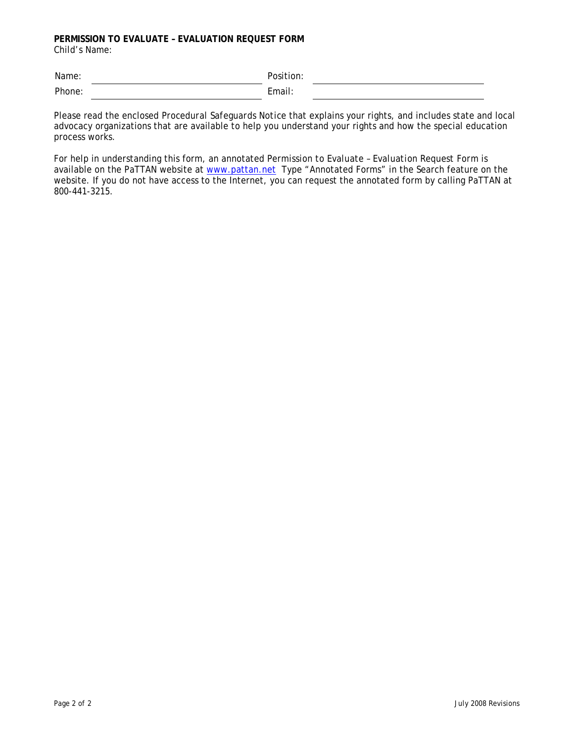**PERMISSION TO EVALUATE – EVALUATION REQUEST FORM**

Child's Name:

| | | | |
|---|---|---|---|
| Name: | | Position: | |
| Phone: | | Email: | |

*Please read the enclosed Procedural Safeguards Notice that explains your rights, and includes state and local advocacy organizations that are available to help you understand your rights and how the special education process works.*

*For help in understanding this form, an annotated Permission to Evaluate – Evaluation Request Form is available on the PaTTAN website at* [www.pattan.net](http://www.pattan.net) *Type "Annotated Forms" in the Search feature on the website. If you do not have access to the Internet, you can request the annotated form by calling PaTTAN at 800-441-3215.*

*July 2008 Revisions*